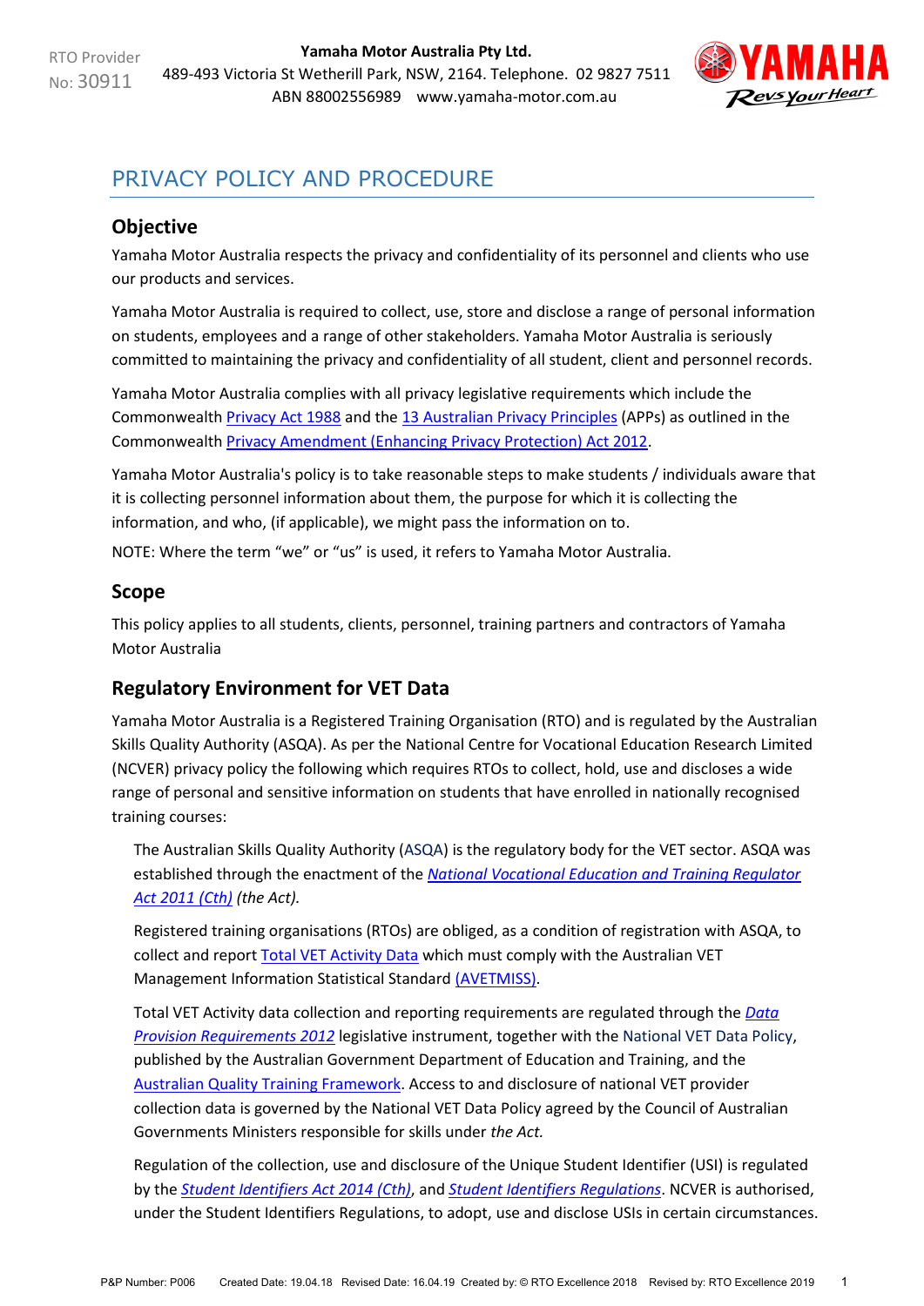RTO Provider No: 30911

**Yamaha Motor Australia Pty Ltd.**
489-493 Victoria St Wetherill Park, NSW, 2164. Telephone. 02 9827 7511
ABN 88002556989 www.yamaha-motor.com.au

# PRIVACY POLICY AND PROCEDURE

## Objective

Yamaha Motor Australia respects the privacy and confidentiality of its personnel and clients who use our products and services.

Yamaha Motor Australia is required to collect, use, store and disclose a range of personal information on students, employees and a range of other stakeholders. Yamaha Motor Australia is seriously committed to maintaining the privacy and confidentiality of all student, client and personnel records.

Yamaha Motor Australia complies with all privacy legislative requirements which include the Commonwealth Privacy Act 1988 and the 13 Australian Privacy Principles (APPs) as outlined in the Commonwealth Privacy Amendment (Enhancing Privacy Protection) Act 2012.

Yamaha Motor Australia's policy is to take reasonable steps to make students / individuals aware that it is collecting personnel information about them, the purpose for which it is collecting the information, and who, (if applicable), we might pass the information on to.

NOTE: Where the term "we" or "us" is used, it refers to Yamaha Motor Australia.

## Scope

This policy applies to all students, clients, personnel, training partners and contractors of Yamaha Motor Australia

## Regulatory Environment for VET Data

Yamaha Motor Australia is a Registered Training Organisation (RTO) and is regulated by the Australian Skills Quality Authority (ASQA). As per the National Centre for Vocational Education Research Limited (NCVER) privacy policy the following which requires RTOs to collect, hold, use and discloses a wide range of personal and sensitive information on students that have enrolled in nationally recognised training courses:

> The Australian Skills Quality Authority (ASQA) is the regulatory body for the VET sector. ASQA was established through the enactment of the *National Vocational Education and Training Regulator Act 2011 (Cth)* *(the Act).*
>
> Registered training organisations (RTOs) are obliged, as a condition of registration with ASQA, to collect and report Total VET Activity Data which must comply with the Australian VET Management Information Statistical Standard (AVETMISS).
>
> Total VET Activity data collection and reporting requirements are regulated through the *Data Provision Requirements 2012* legislative instrument, together with the National VET Data Policy, published by the Australian Government Department of Education and Training, and the Australian Quality Training Framework. Access to and disclosure of national VET provider collection data is governed by the National VET Data Policy agreed by the Council of Australian Governments Ministers responsible for skills under *the Act.*
>
> Regulation of the collection, use and disclosure of the Unique Student Identifier (USI) is regulated by the *Student Identifiers Act 2014 (Cth)*, and *Student Identifiers Regulations*. NCVER is authorised, under the Student Identifiers Regulations, to adopt, use and disclose USIs in certain circumstances.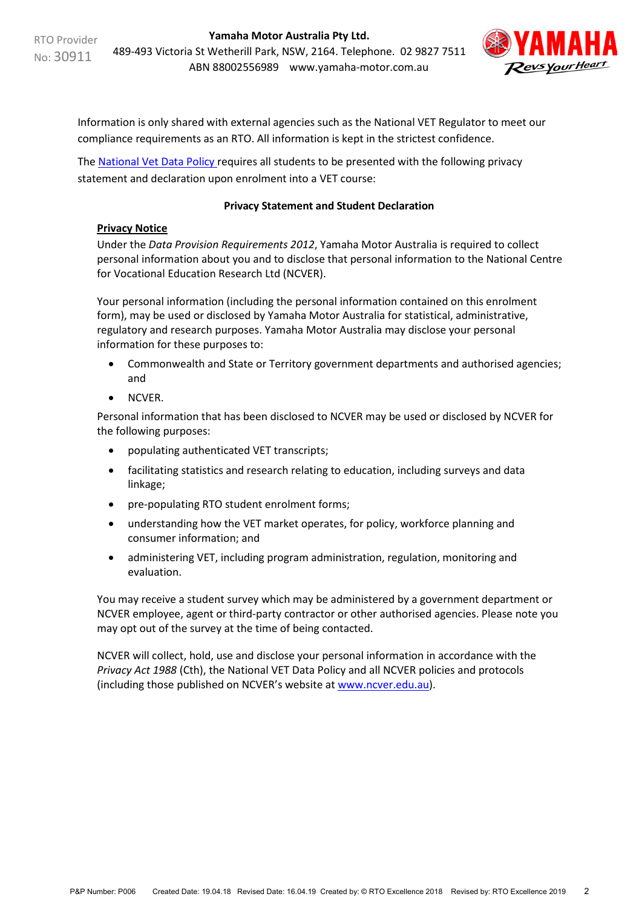Information is only shared with external agencies such as the National VET Regulator to meet our compliance requirements as an RTO. All information is kept in the strictest confidence.

The National Vet Data Policy requires all students to be presented with the following privacy statement and declaration upon enrolment into a VET course:

**Privacy Statement and Student Declaration**

**Privacy Notice**

Under the *Data Provision Requirements 2012*, Yamaha Motor Australia is required to collect personal information about you and to disclose that personal information to the National Centre for Vocational Education Research Ltd (NCVER).

Your personal information (including the personal information contained on this enrolment form), may be used or disclosed by Yamaha Motor Australia for statistical, administrative, regulatory and research purposes. Yamaha Motor Australia may disclose your personal information for these purposes to:

- Commonwealth and State or Territory government departments and authorised agencies; and
- NCVER.

Personal information that has been disclosed to NCVER may be used or disclosed by NCVER for the following purposes:

- populating authenticated VET transcripts;
- facilitating statistics and research relating to education, including surveys and data linkage;
- pre-populating RTO student enrolment forms;
- understanding how the VET market operates, for policy, workforce planning and consumer information; and
- administering VET, including program administration, regulation, monitoring and evaluation.

You may receive a student survey which may be administered by a government department or NCVER employee, agent or third-party contractor or other authorised agencies. Please note you may opt out of the survey at the time of being contacted.

NCVER will collect, hold, use and disclose your personal information in accordance with the *Privacy Act 1988* (Cth), the National VET Data Policy and all NCVER policies and protocols (including those published on NCVER's website at www.ncver.edu.au).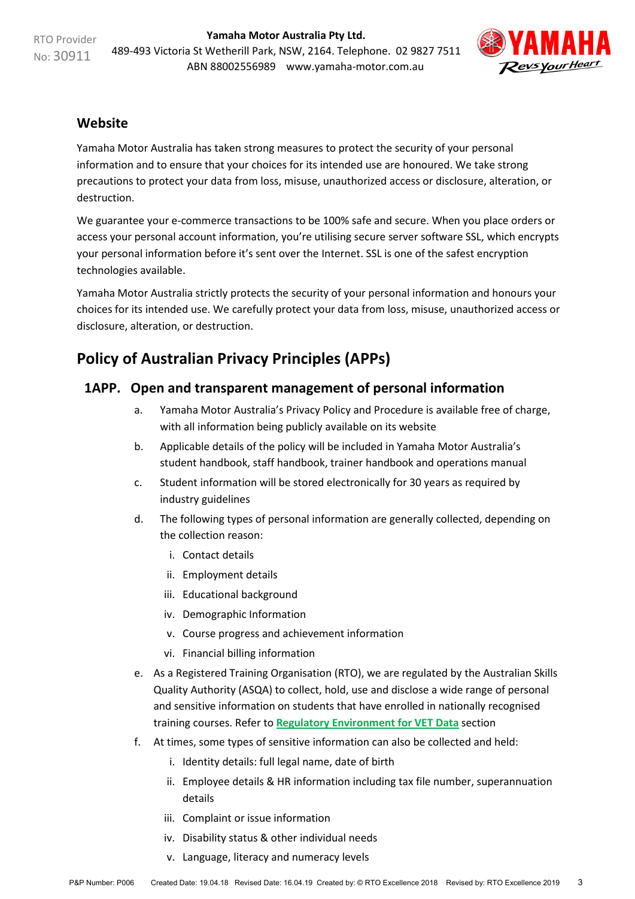## Website

Yamaha Motor Australia has taken strong measures to protect the security of your personal information and to ensure that your choices for its intended use are honoured. We take strong precautions to protect your data from loss, misuse, unauthorized access or disclosure, alteration, or destruction.

We guarantee your e-commerce transactions to be 100% safe and secure. When you place orders or access your personal account information, you're utilising secure server software SSL, which encrypts your personal information before it's sent over the Internet. SSL is one of the safest encryption technologies available.

Yamaha Motor Australia strictly protects the security of your personal information and honours your choices for its intended use. We carefully protect your data from loss, misuse, unauthorized access or disclosure, alteration, or destruction.

# Policy of Australian Privacy Principles (APPs)

## 1APP. Open and transparent management of personal information

a. Yamaha Motor Australia's Privacy Policy and Procedure is available free of charge, with all information being publicly available on its website

b. Applicable details of the policy will be included in Yamaha Motor Australia's student handbook, staff handbook, trainer handbook and operations manual

c. Student information will be stored electronically for 30 years as required by industry guidelines

d. The following types of personal information are generally collected, depending on the collection reason:

   i. Contact details
   ii. Employment details
   iii. Educational background
   iv. Demographic Information
   v. Course progress and achievement information
   vi. Financial billing information

e. As a Registered Training Organisation (RTO), we are regulated by the Australian Skills Quality Authority (ASQA) to collect, hold, use and disclose a wide range of personal and sensitive information on students that have enrolled in nationally recognised training courses. Refer to **Regulatory Environment for VET Data** section

f. At times, some types of sensitive information can also be collected and held:

   i. Identity details: full legal name, date of birth
   ii. Employee details & HR information including tax file number, superannuation details
   iii. Complaint or issue information
   iv. Disability status & other individual needs
   v. Language, literacy and numeracy levels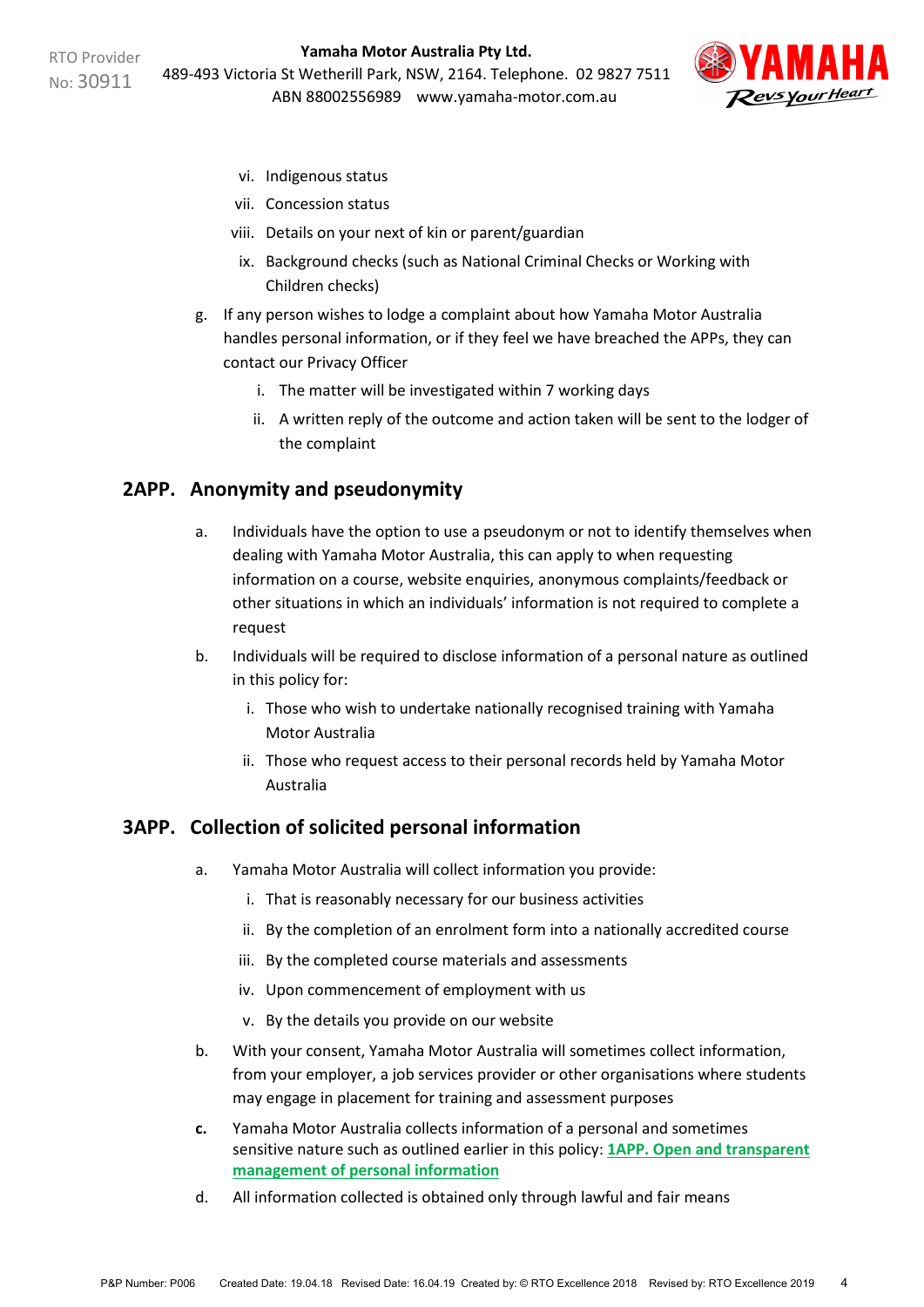vi. Indigenous status
   vii. Concession status
   viii. Details on your next of kin or parent/guardian
   ix. Background checks (such as National Criminal Checks or Working with Children checks)

g. If any person wishes to lodge a complaint about how Yamaha Motor Australia handles personal information, or if they feel we have breached the APPs, they can contact our Privacy Officer
   i. The matter will be investigated within 7 working days
   ii. A written reply of the outcome and action taken will be sent to the lodger of the complaint

## 2APP. Anonymity and pseudonymity

a. Individuals have the option to use a pseudonym or not to identify themselves when dealing with Yamaha Motor Australia, this can apply to when requesting information on a course, website enquiries, anonymous complaints/feedback or other situations in which an individuals' information is not required to complete a request

b. Individuals will be required to disclose information of a personal nature as outlined in this policy for:
   i. Those who wish to undertake nationally recognised training with Yamaha Motor Australia
   ii. Those who request access to their personal records held by Yamaha Motor Australia

## 3APP. Collection of solicited personal information

a. Yamaha Motor Australia will collect information you provide:
   i. That is reasonably necessary for our business activities
   ii. By the completion of an enrolment form into a nationally accredited course
   iii. By the completed course materials and assessments
   iv. Upon commencement of employment with us
   v. By the details you provide on our website

b. With your consent, Yamaha Motor Australia will sometimes collect information, from your employer, a job services provider or other organisations where students may engage in placement for training and assessment purposes

**c.** Yamaha Motor Australia collects information of a personal and sometimes sensitive nature such as outlined earlier in this policy: **1APP. Open and transparent management of personal information**

d. All information collected is obtained only through lawful and fair means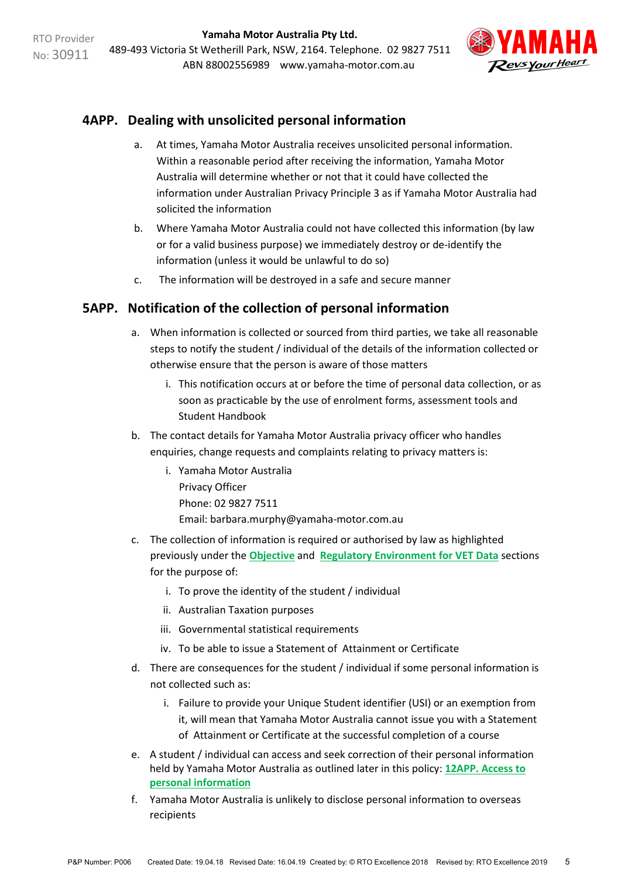## 4APP. Dealing with unsolicited personal information

a. At times, Yamaha Motor Australia receives unsolicited personal information. Within a reasonable period after receiving the information, Yamaha Motor Australia will determine whether or not that it could have collected the information under Australian Privacy Principle 3 as if Yamaha Motor Australia had solicited the information

b. Where Yamaha Motor Australia could not have collected this information (by law or for a valid business purpose) we immediately destroy or de-identify the information (unless it would be unlawful to do so)

c. The information will be destroyed in a safe and secure manner

## 5APP. Notification of the collection of personal information

a. When information is collected or sourced from third parties, we take all reasonable steps to notify the student / individual of the details of the information collected or otherwise ensure that the person is aware of those matters

   i. This notification occurs at or before the time of personal data collection, or as soon as practicable by the use of enrolment forms, assessment tools and Student Handbook

b. The contact details for Yamaha Motor Australia privacy officer who handles enquiries, change requests and complaints relating to privacy matters is:

   i. Yamaha Motor Australia
   Privacy Officer
   Phone: 02 9827 7511
   Email: barbara.murphy@yamaha-motor.com.au

c. The collection of information is required or authorised by law as highlighted previously under the **Objective** and **Regulatory Environment for VET Data** sections for the purpose of:

   i. To prove the identity of the student / individual
   ii. Australian Taxation purposes
   iii. Governmental statistical requirements
   iv. To be able to issue a Statement of Attainment or Certificate

d. There are consequences for the student / individual if some personal information is not collected such as:

   i. Failure to provide your Unique Student identifier (USI) or an exemption from it, will mean that Yamaha Motor Australia cannot issue you with a Statement of Attainment or Certificate at the successful completion of a course

e. A student / individual can access and seek correction of their personal information held by Yamaha Motor Australia as outlined later in this policy: **12APP. Access to personal information**

f. Yamaha Motor Australia is unlikely to disclose personal information to overseas recipients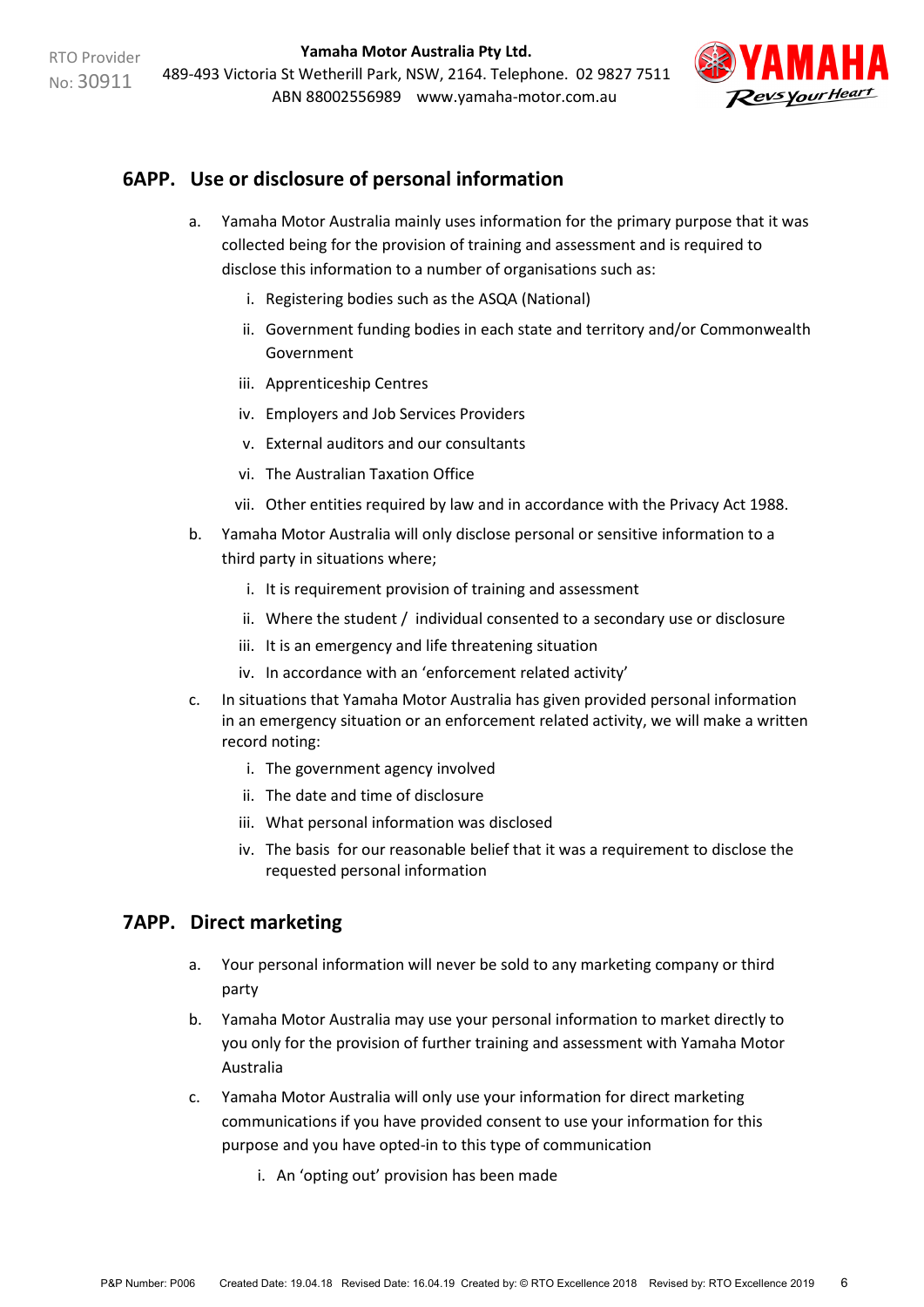## 6APP. Use or disclosure of personal information

a. Yamaha Motor Australia mainly uses information for the primary purpose that it was collected being for the provision of training and assessment and is required to disclose this information to a number of organisations such as:

   i. Registering bodies such as the ASQA (National)

   ii. Government funding bodies in each state and territory and/or Commonwealth Government

   iii. Apprenticeship Centres

   iv. Employers and Job Services Providers

   v. External auditors and our consultants

   vi. The Australian Taxation Office

   vii. Other entities required by law and in accordance with the Privacy Act 1988.

b. Yamaha Motor Australia will only disclose personal or sensitive information to a third party in situations where;

   i. It is requirement provision of training and assessment

   ii. Where the student / individual consented to a secondary use or disclosure

   iii. It is an emergency and life threatening situation

   iv. In accordance with an 'enforcement related activity'

c. In situations that Yamaha Motor Australia has given provided personal information in an emergency situation or an enforcement related activity, we will make a written record noting:

   i. The government agency involved

   ii. The date and time of disclosure

   iii. What personal information was disclosed

   iv. The basis for our reasonable belief that it was a requirement to disclose the requested personal information

## 7APP. Direct marketing

a. Your personal information will never be sold to any marketing company or third party

b. Yamaha Motor Australia may use your personal information to market directly to you only for the provision of further training and assessment with Yamaha Motor Australia

c. Yamaha Motor Australia will only use your information for direct marketing communications if you have provided consent to use your information for this purpose and you have opted-in to this type of communication

   i. An 'opting out' provision has been made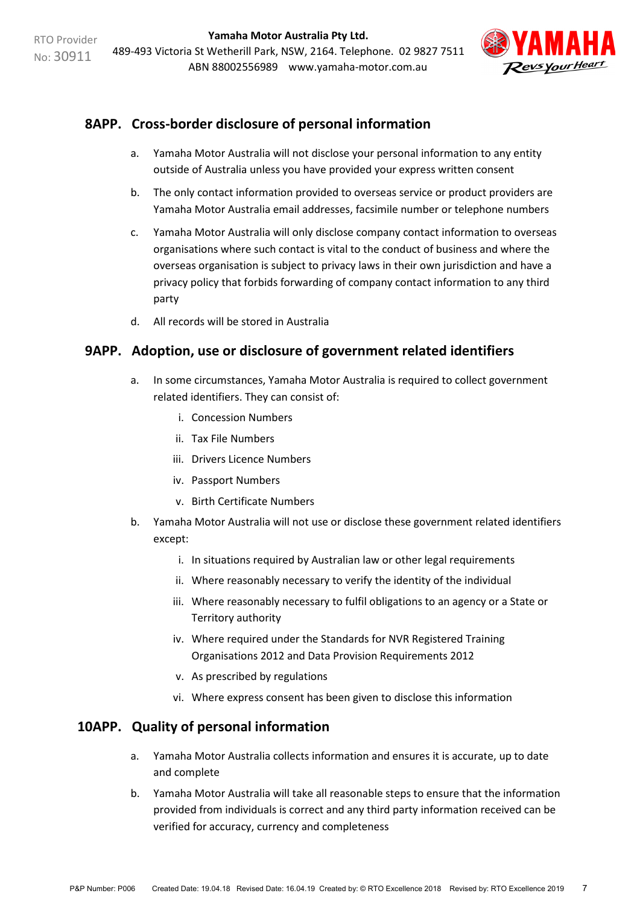## 8APP. Cross-border disclosure of personal information

a. Yamaha Motor Australia will not disclose your personal information to any entity outside of Australia unless you have provided your express written consent

b. The only contact information provided to overseas service or product providers are Yamaha Motor Australia email addresses, facsimile number or telephone numbers

c. Yamaha Motor Australia will only disclose company contact information to overseas organisations where such contact is vital to the conduct of business and where the overseas organisation is subject to privacy laws in their own jurisdiction and have a privacy policy that forbids forwarding of company contact information to any third party

d. All records will be stored in Australia

## 9APP. Adoption, use or disclosure of government related identifiers

a. In some circumstances, Yamaha Motor Australia is required to collect government related identifiers. They can consist of:

   i. Concession Numbers
   ii. Tax File Numbers
   iii. Drivers Licence Numbers
   iv. Passport Numbers
   v. Birth Certificate Numbers

b. Yamaha Motor Australia will not use or disclose these government related identifiers except:

   i. In situations required by Australian law or other legal requirements
   ii. Where reasonably necessary to verify the identity of the individual
   iii. Where reasonably necessary to fulfil obligations to an agency or a State or Territory authority
   iv. Where required under the Standards for NVR Registered Training Organisations 2012 and Data Provision Requirements 2012
   v. As prescribed by regulations
   vi. Where express consent has been given to disclose this information

## 10APP. Quality of personal information

a. Yamaha Motor Australia collects information and ensures it is accurate, up to date and complete

b. Yamaha Motor Australia will take all reasonable steps to ensure that the information provided from individuals is correct and any third party information received can be verified for accuracy, currency and completeness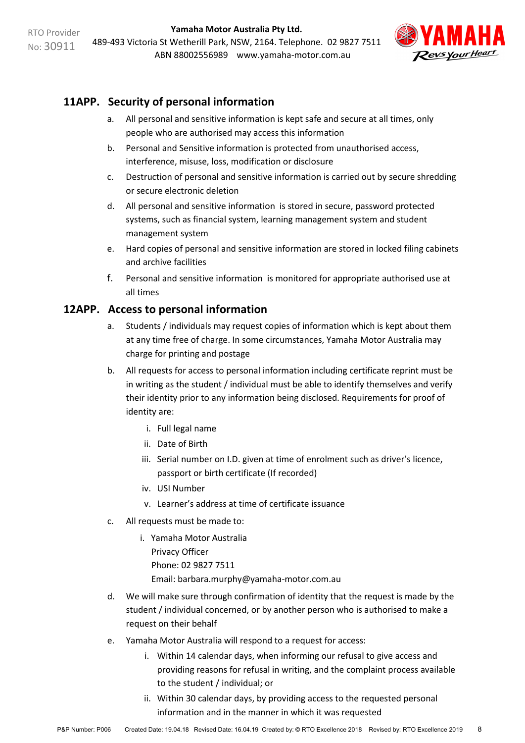## 11APP. Security of personal information

a. All personal and sensitive information is kept safe and secure at all times, only people who are authorised may access this information

b. Personal and Sensitive information is protected from unauthorised access, interference, misuse, loss, modification or disclosure

c. Destruction of personal and sensitive information is carried out by secure shredding or secure electronic deletion

d. All personal and sensitive information is stored in secure, password protected systems, such as financial system, learning management system and student management system

e. Hard copies of personal and sensitive information are stored in locked filing cabinets and archive facilities

f. Personal and sensitive information is monitored for appropriate authorised use at all times

## 12APP. Access to personal information

a. Students / individuals may request copies of information which is kept about them at any time free of charge. In some circumstances, Yamaha Motor Australia may charge for printing and postage

b. All requests for access to personal information including certificate reprint must be in writing as the student / individual must be able to identify themselves and verify their identity prior to any information being disclosed. Requirements for proof of identity are:

   i. Full legal name
   ii. Date of Birth
   iii. Serial number on I.D. given at time of enrolment such as driver's licence, passport or birth certificate (If recorded)
   iv. USI Number
   v. Learner's address at time of certificate issuance

c. All requests must be made to:

   i. Yamaha Motor Australia
   Privacy Officer
   Phone: 02 9827 7511
   Email: barbara.murphy@yamaha-motor.com.au

d. We will make sure through confirmation of identity that the request is made by the student / individual concerned, or by another person who is authorised to make a request on their behalf

e. Yamaha Motor Australia will respond to a request for access:

   i. Within 14 calendar days, when informing our refusal to give access and providing reasons for refusal in writing, and the complaint process available to the student / individual; or
   ii. Within 30 calendar days, by providing access to the requested personal information and in the manner in which it was requested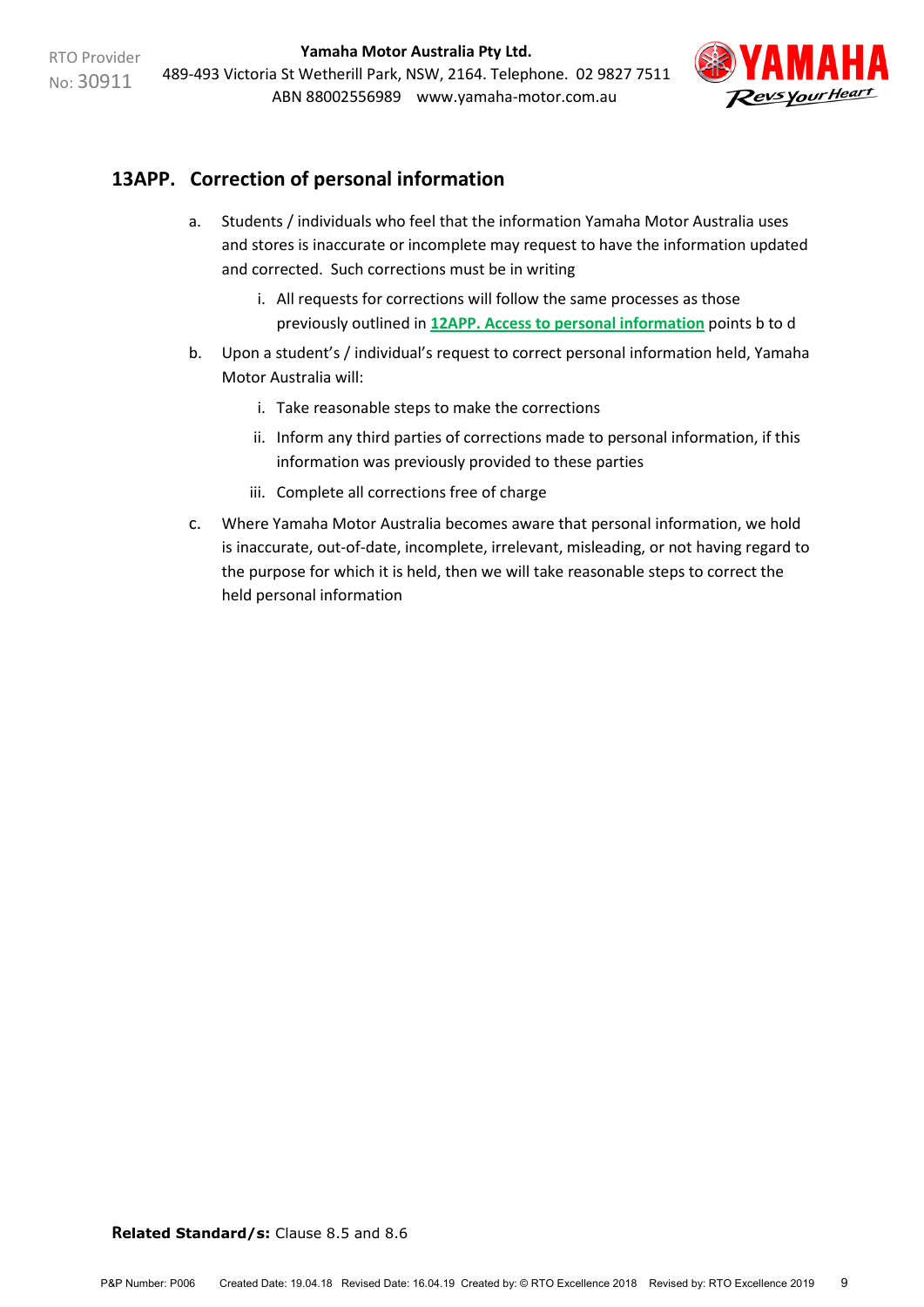## 13APP. Correction of personal information

a. Students / individuals who feel that the information Yamaha Motor Australia uses and stores is inaccurate or incomplete may request to have the information updated and corrected. Such corrections must be in writing

   i. All requests for corrections will follow the same processes as those previously outlined in **12APP. Access to personal information** points b to d

b. Upon a student's / individual's request to correct personal information held, Yamaha Motor Australia will:

   i. Take reasonable steps to make the corrections

   ii. Inform any third parties of corrections made to personal information, if this information was previously provided to these parties

   iii. Complete all corrections free of charge

c. Where Yamaha Motor Australia becomes aware that personal information, we hold is inaccurate, out-of-date, incomplete, irrelevant, misleading, or not having regard to the purpose for which it is held, then we will take reasonable steps to correct the held personal information

**Related Standard/s:** Clause 8.5 and 8.6